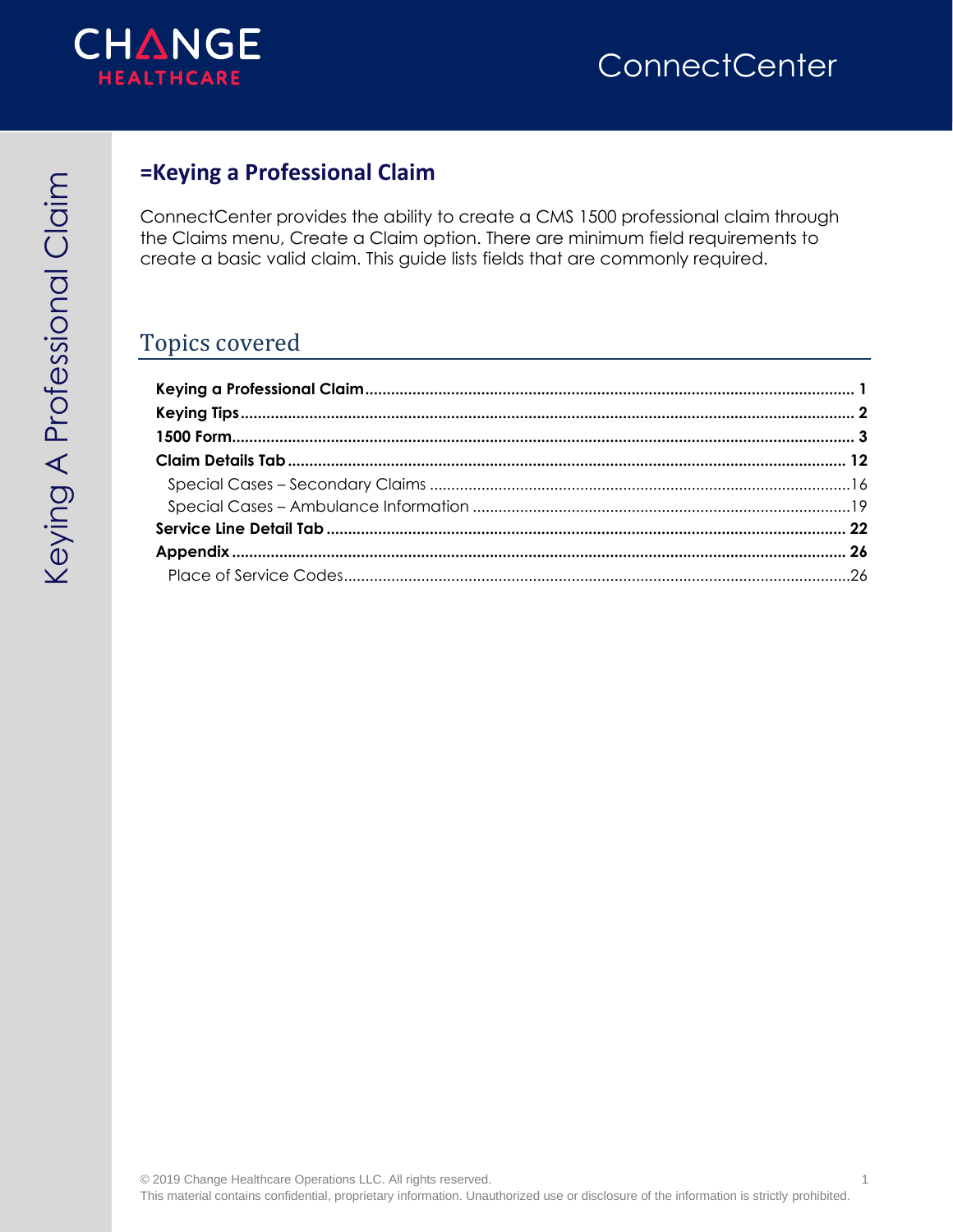# =Keying a Professional Claim

ConnectCenter provides the ability to create a CMS 1500 professional claim through the Claims menu, Create a Claim option. There are minimum field requirements to create a basic valid claim. This guide lists fields that are commonly required.

## Topics covered

**Keying a Professional Claim** ........................................ **1**
**Keying Tips** ........................................ **2**
**1500 Form** ........................................ **3**
**Claim Details Tab** ........................................ **12**
  Special Cases – Secondary Claims ........................................ 16
  Special Cases – Ambulance Information ........................................ 19
**Service Line Detail Tab** ........................................ **22**
**Appendix** ........................................ **26**
  Place of Service Codes ........................................ 26

© 2019 Change Healthcare Operations LLC. All rights reserved.
This material contains confidential, proprietary information. Unauthorized use or disclosure of the information is strictly prohibited.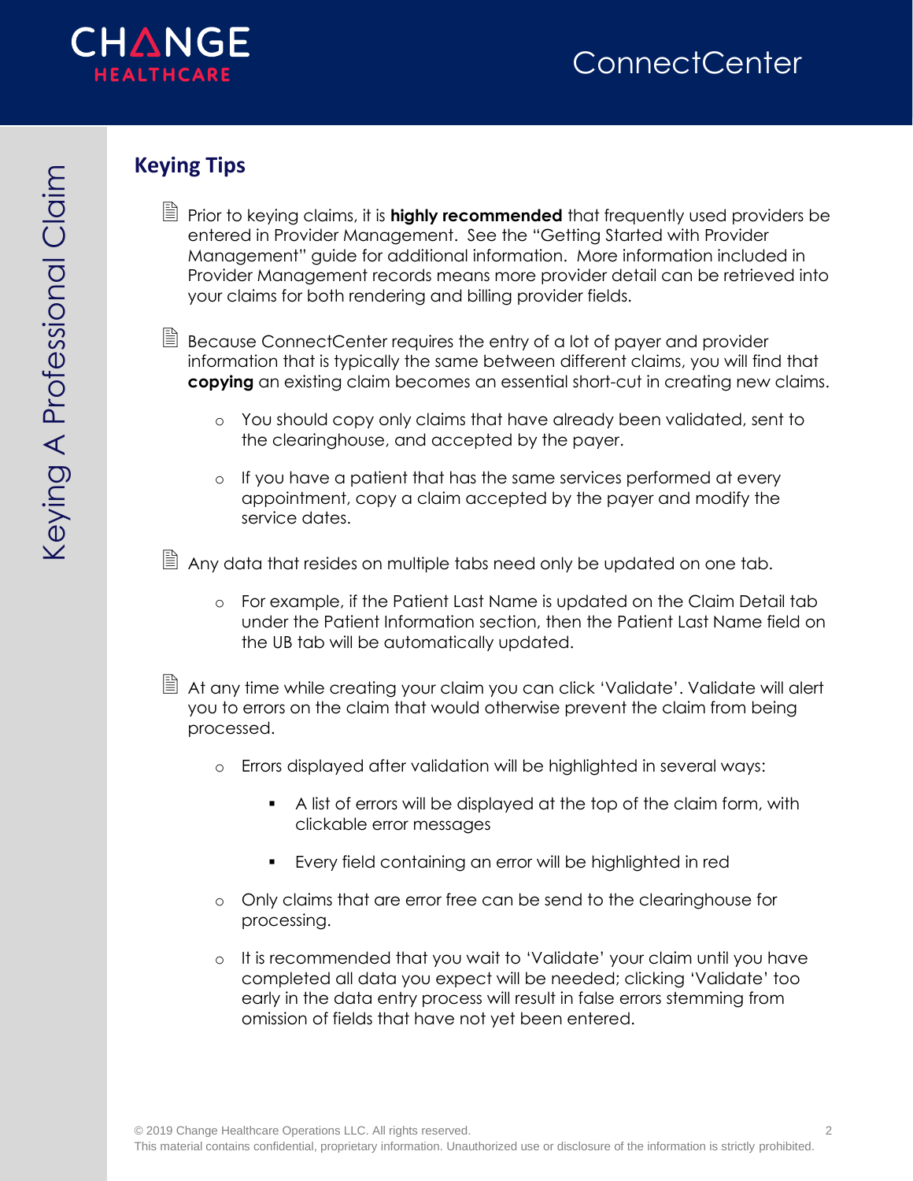## Keying Tips

- Prior to keying claims, it is **highly recommended** that frequently used providers be entered in Provider Management. See the "Getting Started with Provider Management" guide for additional information. More information included in Provider Management records means more provider detail can be retrieved into your claims for both rendering and billing provider fields.

- Because ConnectCenter requires the entry of a lot of payer and provider information that is typically the same between different claims, you will find that **copying** an existing claim becomes an essential short-cut in creating new claims.

  - You should copy only claims that have already been validated, sent to the clearinghouse, and accepted by the payer.

  - If you have a patient that has the same services performed at every appointment, copy a claim accepted by the payer and modify the service dates.

- Any data that resides on multiple tabs need only be updated on one tab.

  - For example, if the Patient Last Name is updated on the Claim Detail tab under the Patient Information section, then the Patient Last Name field on the UB tab will be automatically updated.

- At any time while creating your claim you can click 'Validate'. Validate will alert you to errors on the claim that would otherwise prevent the claim from being processed.

  - Errors displayed after validation will be highlighted in several ways:

    - A list of errors will be displayed at the top of the claim form, with clickable error messages

    - Every field containing an error will be highlighted in red

  - Only claims that are error free can be send to the clearinghouse for processing.

  - It is recommended that you wait to 'Validate' your claim until you have completed all data you expect will be needed; clicking 'Validate' too early in the data entry process will result in false errors stemming from omission of fields that have not yet been entered.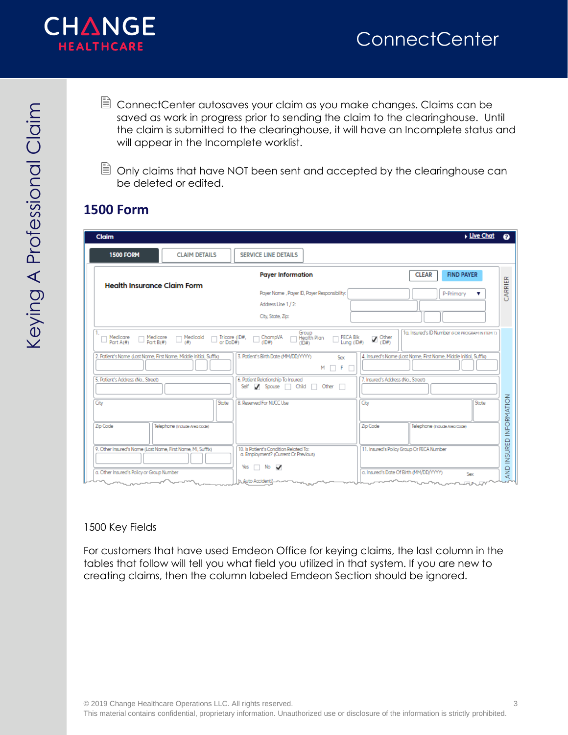ConnectCenter autosaves your claim as you make changes. Claims can be saved as work in progress prior to sending the claim to the clearinghouse. Until the claim is submitted to the clearinghouse, it will have an Incomplete status and will appear in the Incomplete worklist.

Only claims that have NOT been sent and accepted by the clearinghouse can be deleted or edited.

## 1500 Form

1500 Key Fields

For customers that have used Emdeon Office for keying claims, the last column in the tables that follow will tell you what field you utilized in that system. If you are new to creating claims, then the column labeled Emdeon Section should be ignored.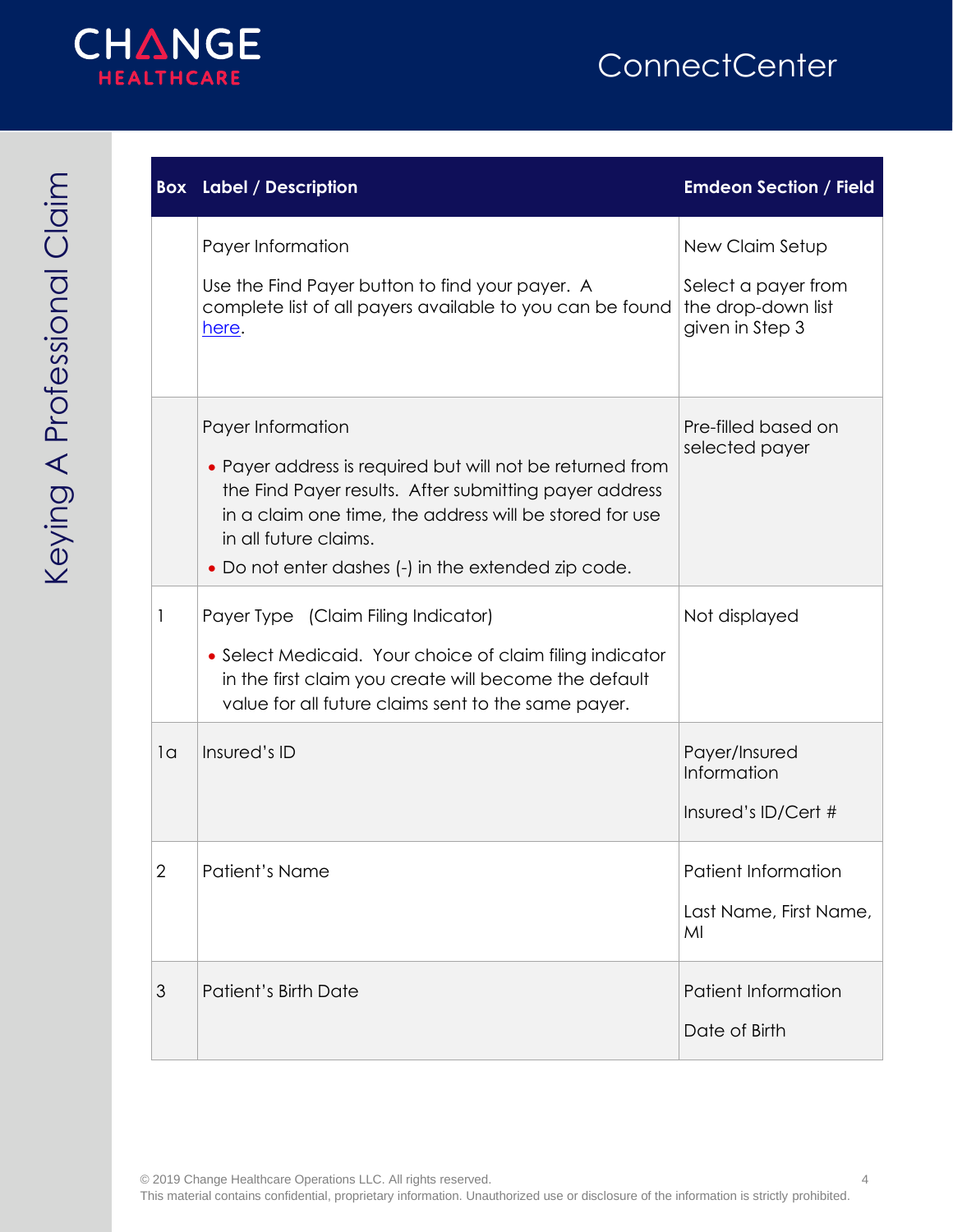| Box | Label / Description | Emdeon Section / Field |
|---|---|---|
| | Payer Information<br><br>Use the Find Payer button to find your payer. A complete list of all payers available to you can be found here. | New Claim Setup<br><br>Select a payer from the drop-down list given in Step 3 |
| | Payer Information<br><br>• Payer address is required but will not be returned from the Find Payer results. After submitting payer address in a claim one time, the address will be stored for use in all future claims.<br>• Do not enter dashes (-) in the extended zip code. | Pre-filled based on selected payer |
| 1 | Payer Type (Claim Filing Indicator)<br><br>• Select Medicaid. Your choice of claim filing indicator in the first claim you create will become the default value for all future claims sent to the same payer. | Not displayed |
| 1a | Insured's ID | Payer/Insured Information<br><br>Insured's ID/Cert # |
| 2 | Patient's Name | Patient Information<br><br>Last Name, First Name, MI |
| 3 | Patient's Birth Date | Patient Information<br><br>Date of Birth |

© 2019 Change Healthcare Operations LLC. All rights reserved.
This material contains confidential, proprietary information. Unauthorized use or disclosure of the information is strictly prohibited.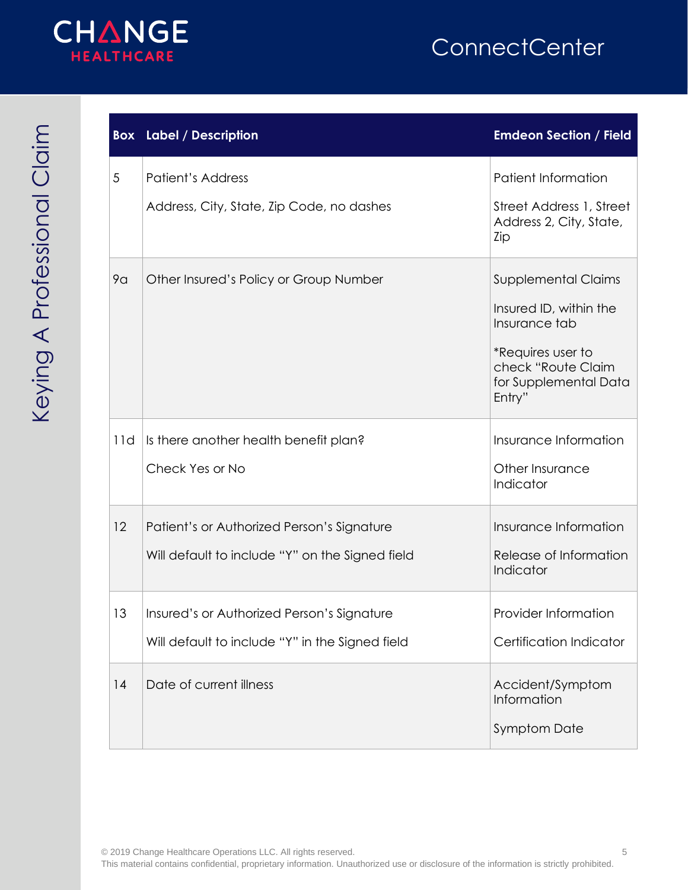| Box | Label / Description | Emdeon Section / Field |
|---|---|---|
| 5 | Patient's Address<br><br>Address, City, State, Zip Code, no dashes | Patient Information<br><br>Street Address 1, Street Address 2, City, State, Zip |
| 9a | Other Insured's Policy or Group Number | Supplemental Claims<br><br>Insured ID, within the Insurance tab<br><br>*Requires user to check "Route Claim for Supplemental Data Entry" |
| 11d | Is there another health benefit plan?<br><br>Check Yes or No | Insurance Information<br><br>Other Insurance Indicator |
| 12 | Patient's or Authorized Person's Signature<br><br>Will default to include "Y" on the Signed field | Insurance Information<br><br>Release of Information Indicator |
| 13 | Insured's or Authorized Person's Signature<br><br>Will default to include "Y" in the Signed field | Provider Information<br><br>Certification Indicator |
| 14 | Date of current illness | Accident/Symptom Information<br><br>Symptom Date |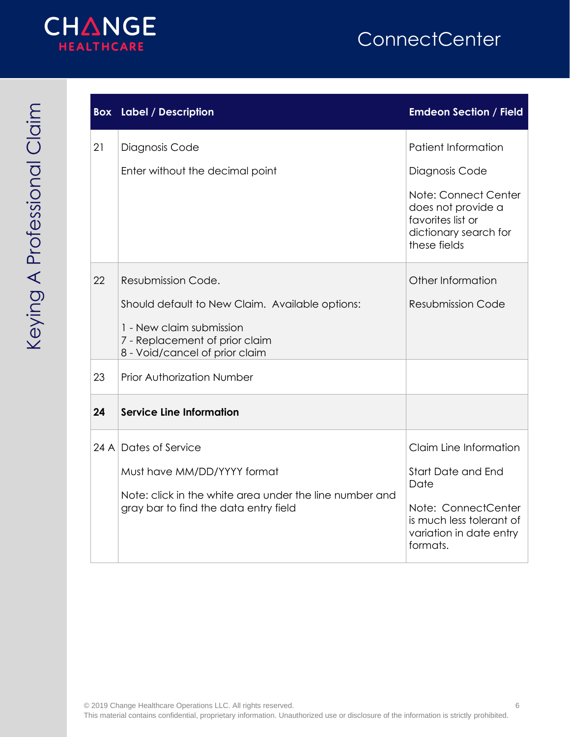| Box | Label / Description | Emdeon Section / Field |
|---|---|---|
| 21 | Diagnosis Code<br><br>Enter without the decimal point | Patient Information<br><br>Diagnosis Code<br><br>Note: Connect Center does not provide a favorites list or dictionary search for these fields |
| 22 | Resubmission Code.<br><br>Should default to New Claim. Available options:<br><br>1 - New claim submission<br>7 - Replacement of prior claim<br>8 - Void/cancel of prior claim | Other Information<br><br>Resubmission Code |
| 23 | Prior Authorization Number | |
| **24** | **Service Line Information** | |
| 24 A | Dates of Service<br><br>Must have MM/DD/YYYY format<br><br>Note: click in the white area under the line number and gray bar to find the data entry field | Claim Line Information<br><br>Start Date and End Date<br><br>Note: ConnectCenter is much less tolerant of variation in date entry formats. |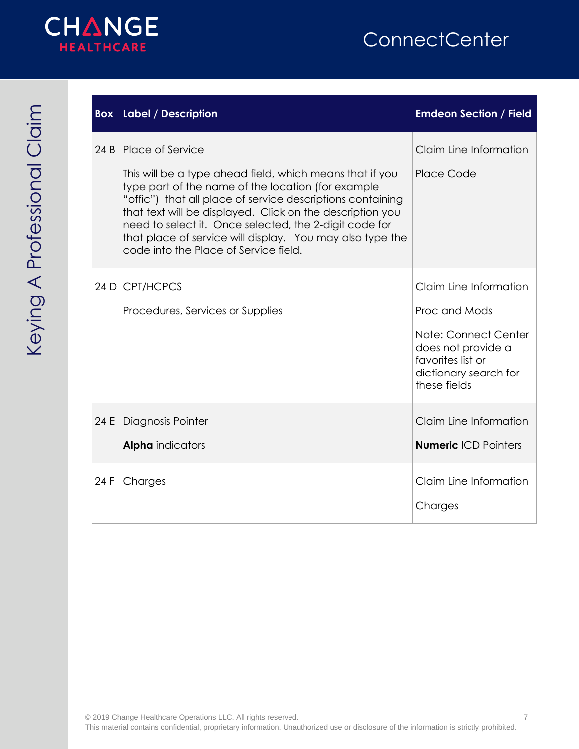| Box | Label / Description | Emdeon Section / Field |
|---|---|---|
| 24 B | Place of Service<br><br>This will be a type ahead field, which means that if you type part of the name of the location (for example "offic") that all place of service descriptions containing that text will be displayed. Click on the description you need to select it. Once selected, the 2-digit code for that place of service will display. You may also type the code into the Place of Service field. | Claim Line Information<br><br>Place Code |
| 24 D | CPT/HCPCS<br><br>Procedures, Services or Supplies | Claim Line Information<br><br>Proc and Mods<br><br>Note: Connect Center does not provide a favorites list or dictionary search for these fields |
| 24 E | Diagnosis Pointer<br><br>**Alpha** indicators | Claim Line Information<br><br>**Numeric** ICD Pointers |
| 24 F | Charges | Claim Line Information<br><br>Charges |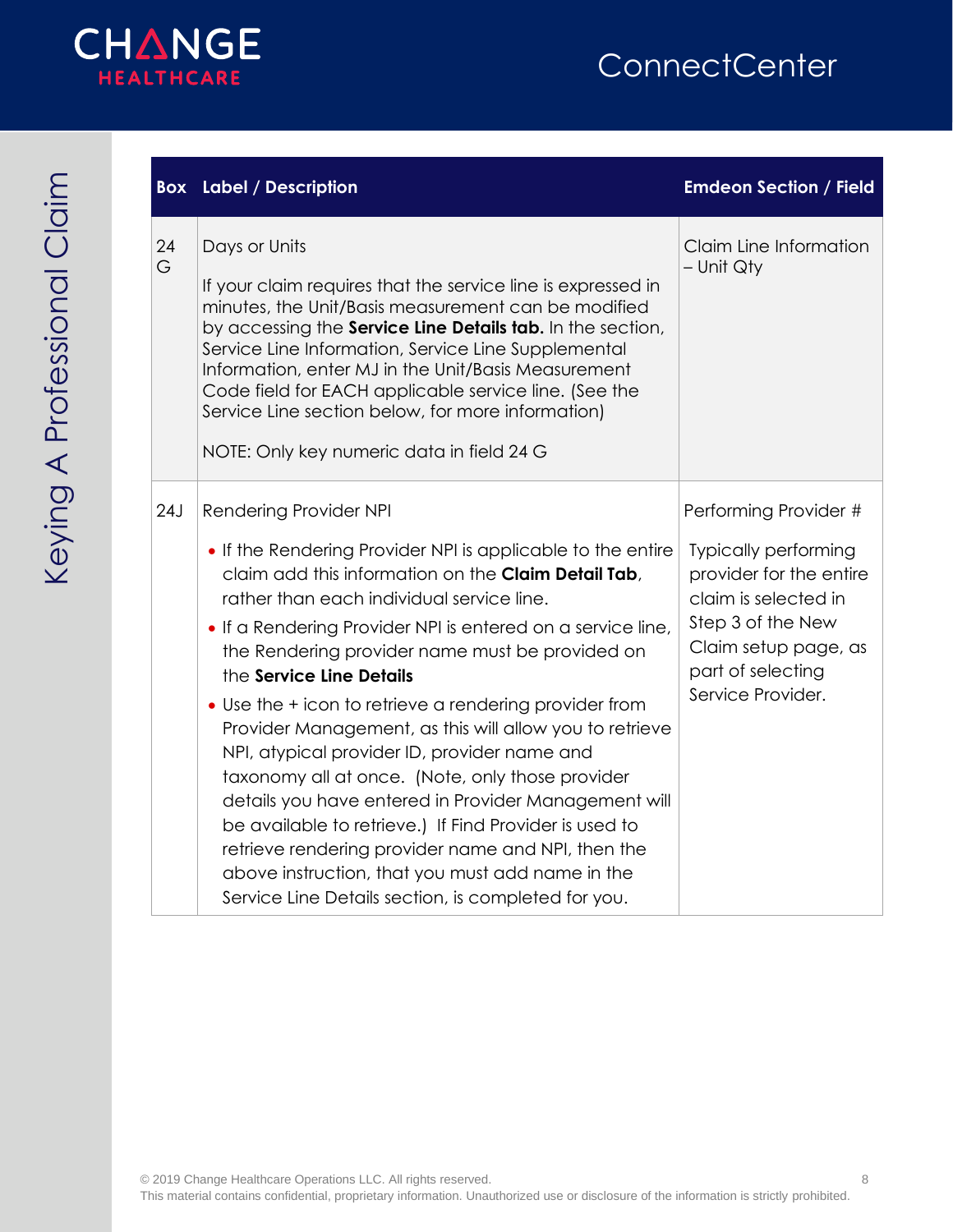| Box | Label / Description | Emdeon Section / Field |
|---|---|---|
| 24 G | Days or Units<br><br>If your claim requires that the service line is expressed in minutes, the Unit/Basis measurement can be modified by accessing the **Service Line Details tab.** In the section, Service Line Information, Service Line Supplemental Information, enter MJ in the Unit/Basis Measurement Code field for EACH applicable service line. (See the Service Line section below, for more information)<br><br>NOTE: Only key numeric data in field 24 G | Claim Line Information – Unit Qty |
| 24J | Rendering Provider NPI<br><br>• If the Rendering Provider NPI is applicable to the entire claim add this information on the **Claim Detail Tab**, rather than each individual service line.<br>• If a Rendering Provider NPI is entered on a service line, the Rendering provider name must be provided on the **Service Line Details**<br>• Use the + icon to retrieve a rendering provider from Provider Management, as this will allow you to retrieve NPI, atypical provider ID, provider name and taxonomy all at once. (Note, only those provider details you have entered in Provider Management will be available to retrieve.) If Find Provider is used to retrieve rendering provider name and NPI, then the above instruction, that you must add name in the Service Line Details section, is completed for you. | Performing Provider #<br><br>Typically performing provider for the entire claim is selected in Step 3 of the New Claim setup page, as part of selecting Service Provider. |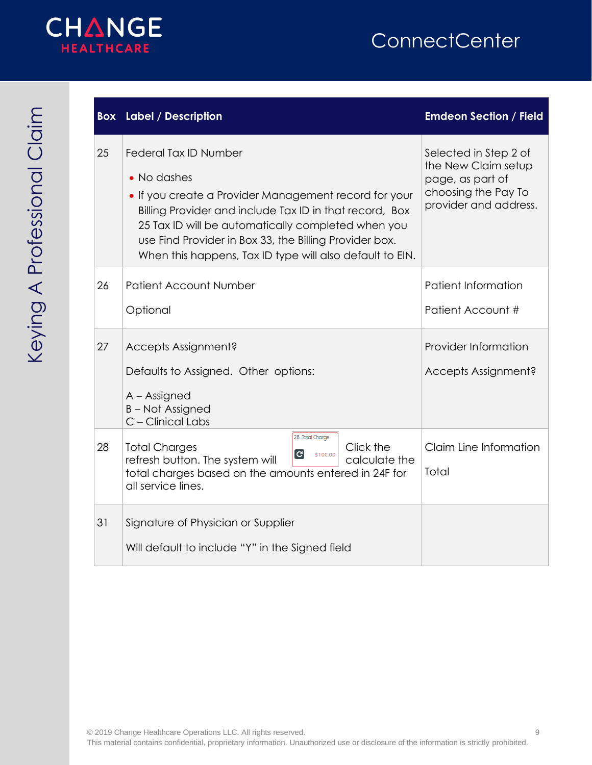| Box | Label / Description | Emdeon Section / Field |
|---|---|---|
| 25 | Federal Tax ID Number<br>• No dashes<br>• If you create a Provider Management record for your Billing Provider and include Tax ID in that record, Box 25 Tax ID will be automatically completed when you use Find Provider in Box 33, the Billing Provider box. When this happens, Tax ID type will also default to EIN. | Selected in Step 2 of the New Claim setup page, as part of choosing the Pay To provider and address. |
| 26 | Patient Account Number<br>Optional | Patient Information<br>Patient Account # |
| 27 | Accepts Assignment?<br>Defaults to Assigned. Other options:<br>A – Assigned<br>B – Not Assigned<br>C – Clinical Labs | Provider Information<br>Accepts Assignment? |
| 28 | Total Charges Click the refresh button. The system will calculate the total charges based on the amounts entered in 24F for all service lines. | Claim Line Information<br>Total |
| 31 | Signature of Physician or Supplier<br>Will default to include "Y" in the Signed field | |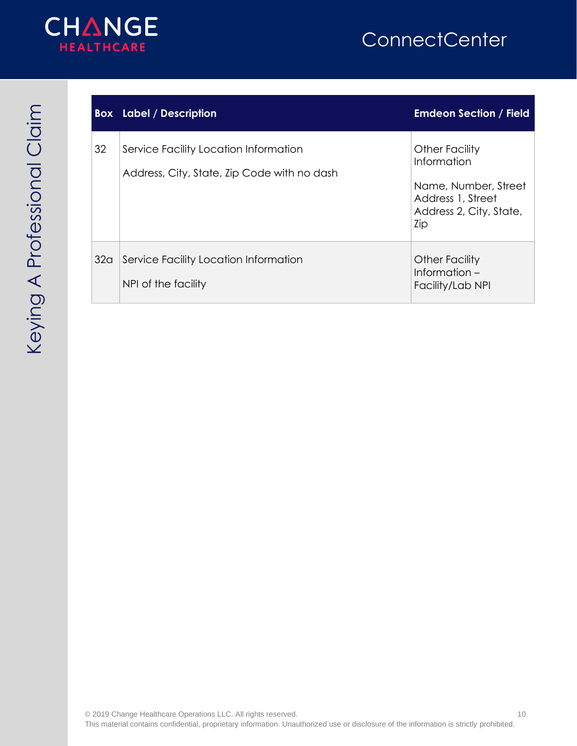| Box | Label / Description | Emdeon Section / Field |
| --- | --- | --- |
| 32 | Service Facility Location Information<br><br>Address, City, State, Zip Code with no dash | Other Facility Information<br><br>Name, Number, Street Address 1, Street Address 2, City, State, Zip |
| 32a | Service Facility Location Information<br><br>NPI of the facility | Other Facility Information – Facility/Lab NPI |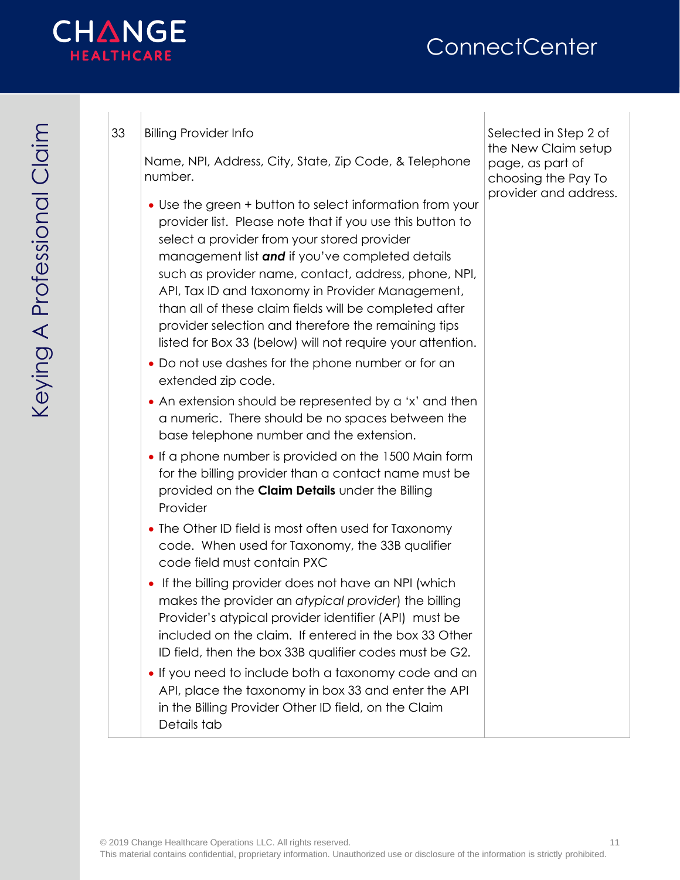| | | |
|---|---|---|
| 33 | Billing Provider Info<br><br>Name, NPI, Address, City, State, Zip Code, & Telephone number.<br><br>• Use the green + button to select information from your provider list. Please note that if you use this button to select a provider from your stored provider management list ***and*** if you've completed details such as provider name, contact, address, phone, NPI, API, Tax ID and taxonomy in Provider Management, than all of these claim fields will be completed after provider selection and therefore the remaining tips listed for Box 33 (below) will not require your attention.<br>• Do not use dashes for the phone number or for an extended zip code.<br>• An extension should be represented by a 'x' and then a numeric. There should be no spaces between the base telephone number and the extension.<br>• If a phone number is provided on the 1500 Main form for the billing provider than a contact name must be provided on the **Claim Details** under the Billing Provider<br>• The Other ID field is most often used for Taxonomy code. When used for Taxonomy, the 33B qualifier code field must contain PXC<br>• If the billing provider does not have an NPI (which makes the provider an *atypical provider*) the billing Provider's atypical provider identifier (API) must be included on the claim. If entered in the box 33 Other ID field, then the box 33B qualifier codes must be G2.<br>• If you need to include both a taxonomy code and an API, place the taxonomy in box 33 and enter the API in the Billing Provider Other ID field, on the Claim Details tab | Selected in Step 2 of the New Claim setup page, as part of choosing the Pay To provider and address. |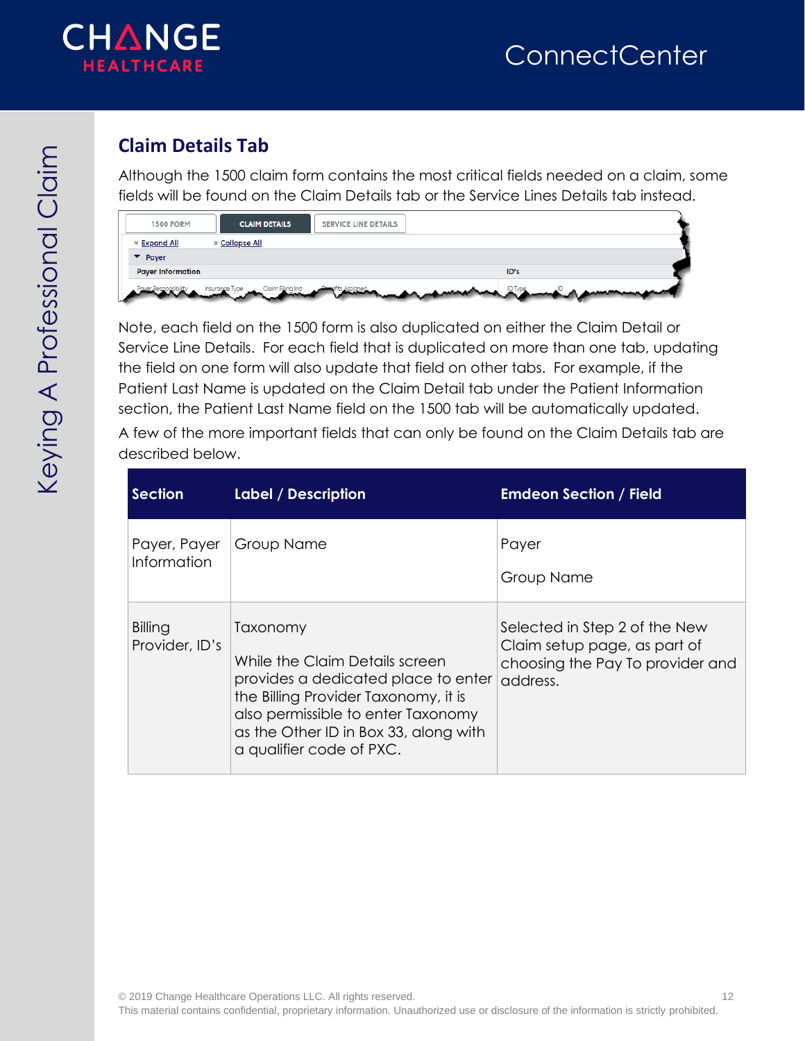## Claim Details Tab

Although the 1500 claim form contains the most critical fields needed on a claim, some fields will be found on the Claim Details tab or the Service Lines Details tab instead.

Note, each field on the 1500 form is also duplicated on either the Claim Detail or Service Line Details. For each field that is duplicated on more than one tab, updating the field on one form will also update that field on other tabs. For example, if the Patient Last Name is updated on the Claim Detail tab under the Patient Information section, the Patient Last Name field on the 1500 tab will be automatically updated.

A few of the more important fields that can only be found on the Claim Details tab are described below.

| Section | Label / Description | Emdeon Section / Field |
|---|---|---|
| Payer, Payer Information | Group Name | Payer<br><br>Group Name |
| Billing Provider, ID's | Taxonomy<br><br>While the Claim Details screen provides a dedicated place to enter the Billing Provider Taxonomy, it is also permissible to enter Taxonomy as the Other ID in Box 33, along with a qualifier code of PXC. | Selected in Step 2 of the New Claim setup page, as part of choosing the Pay To provider and address. |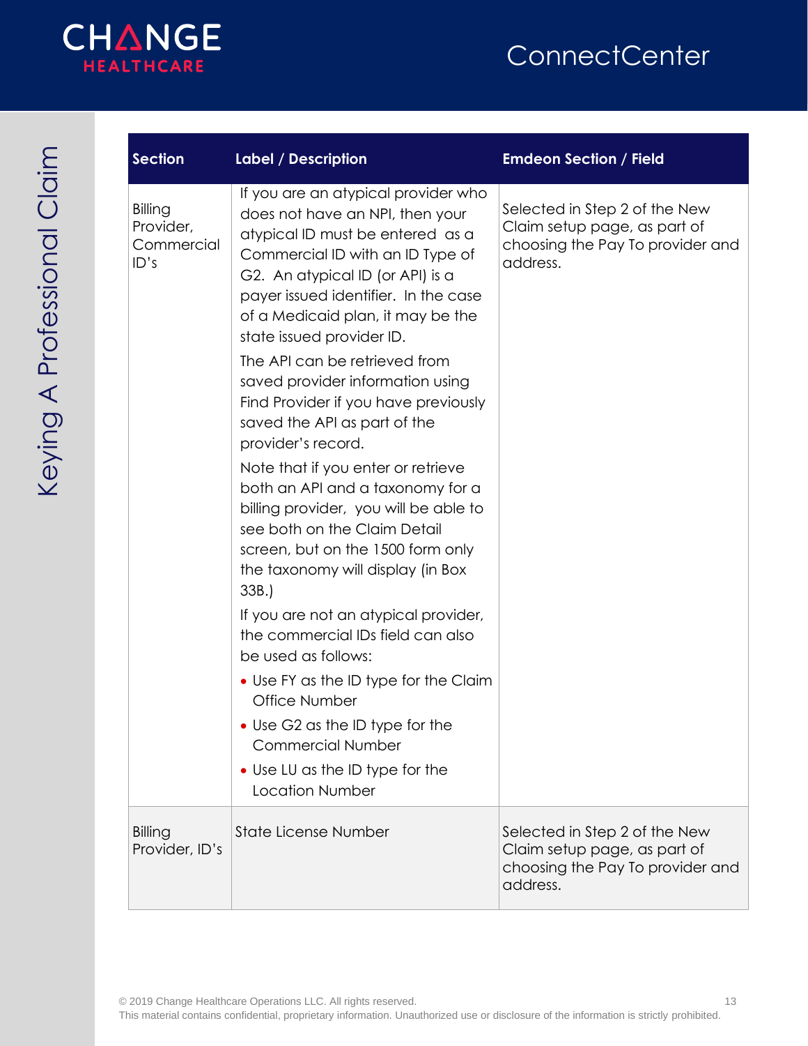| Section | Label / Description | Emdeon Section / Field |
|---|---|---|
| Billing Provider, Commercial ID's | If you are an atypical provider who does not have an NPI, then your atypical ID must be entered as a Commercial ID with an ID Type of G2. An atypical ID (or API) is a payer issued identifier. In the case of a Medicaid plan, it may be the state issued provider ID.<br><br>The API can be retrieved from saved provider information using Find Provider if you have previously saved the API as part of the provider's record.<br><br>Note that if you enter or retrieve both an API and a taxonomy for a billing provider, you will be able to see both on the Claim Detail screen, but on the 1500 form only the taxonomy will display (in Box 33B.)<br><br>If you are not an atypical provider, the commercial IDs field can also be used as follows:<br>• Use FY as the ID type for the Claim Office Number<br>• Use G2 as the ID type for the Commercial Number<br>• Use LU as the ID type for the Location Number | Selected in Step 2 of the New Claim setup page, as part of choosing the Pay To provider and address. |
| Billing Provider, ID's | State License Number | Selected in Step 2 of the New Claim setup page, as part of choosing the Pay To provider and address. |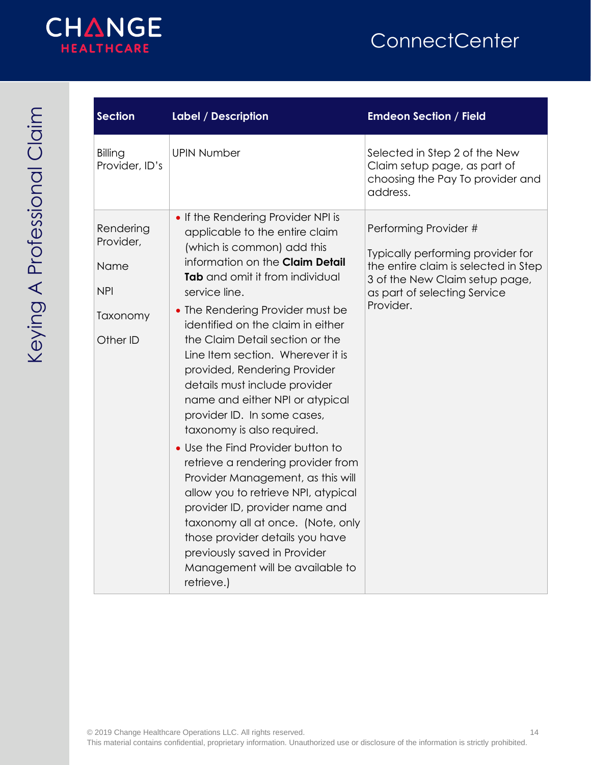| Section | Label / Description | Emdeon Section / Field |
|---|---|---|
| Billing Provider, ID's | UPIN Number | Selected in Step 2 of the New Claim setup page, as part of choosing the Pay To provider and address. |
| Rendering Provider,<br><br>Name<br><br>NPI<br><br>Taxonomy<br><br>Other ID | • If the Rendering Provider NPI is applicable to the entire claim (which is common) add this information on the **Claim Detail Tab** and omit it from individual service line.<br>• The Rendering Provider must be identified on the claim in either the Claim Detail section or the Line Item section. Wherever it is provided, Rendering Provider details must include provider name and either NPI or atypical provider ID. In some cases, taxonomy is also required.<br>• Use the Find Provider button to retrieve a rendering provider from Provider Management, as this will allow you to retrieve NPI, atypical provider ID, provider name and taxonomy all at once. (Note, only those provider details you have previously saved in Provider Management will be available to retrieve.) | Performing Provider #<br><br>Typically performing provider for the entire claim is selected in Step 3 of the New Claim setup page, as part of selecting Service Provider. |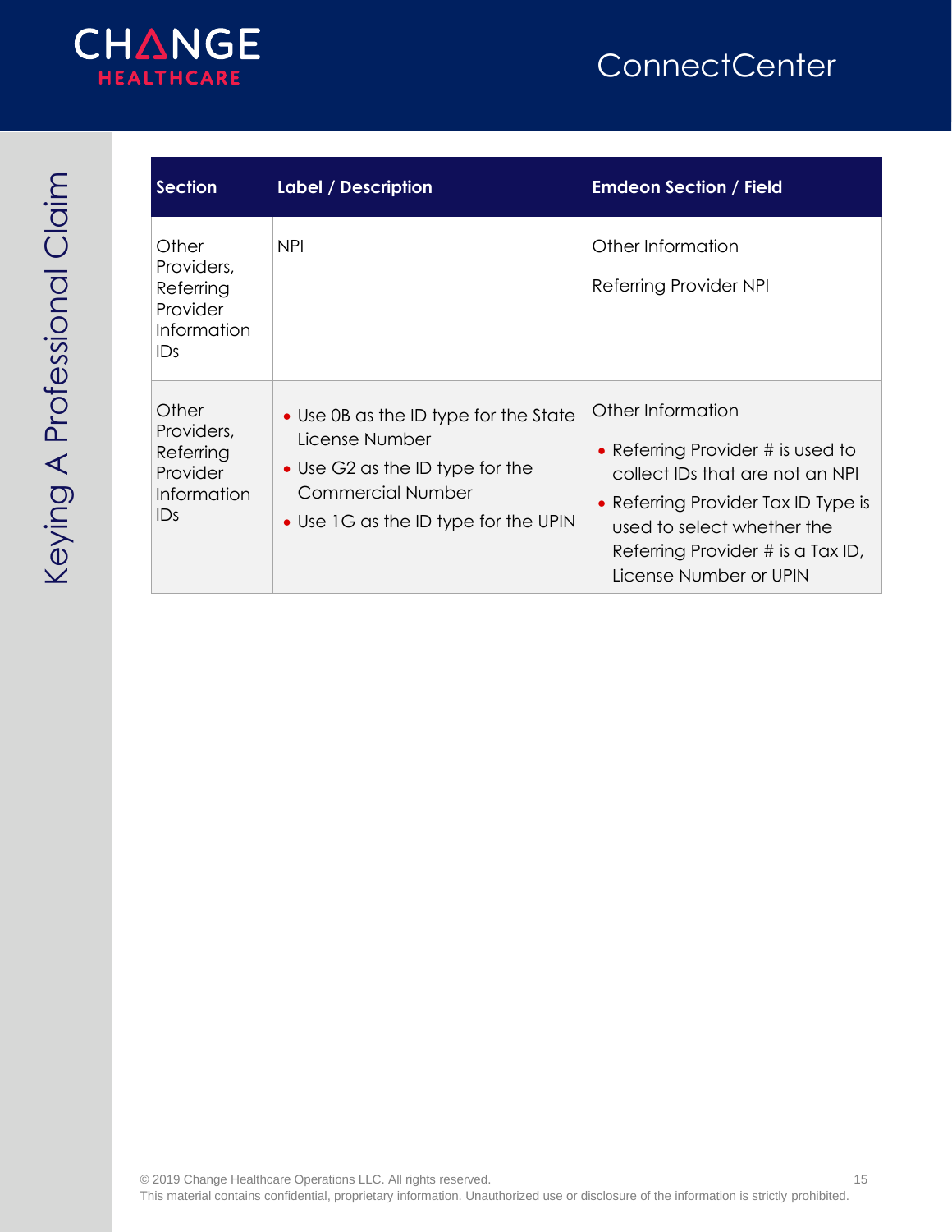| Section | Label / Description | Emdeon Section / Field |
| --- | --- | --- |
| Other Providers, Referring Provider Information IDs | NPI | Other Information<br>Referring Provider NPI |
| Other Providers, Referring Provider Information IDs | • Use 0B as the ID type for the State License Number<br>• Use G2 as the ID type for the Commercial Number<br>• Use 1G as the ID type for the UPIN | Other Information<br>• Referring Provider # is used to collect IDs that are not an NPI<br>• Referring Provider Tax ID Type is used to select whether the Referring Provider # is a Tax ID, License Number or UPIN |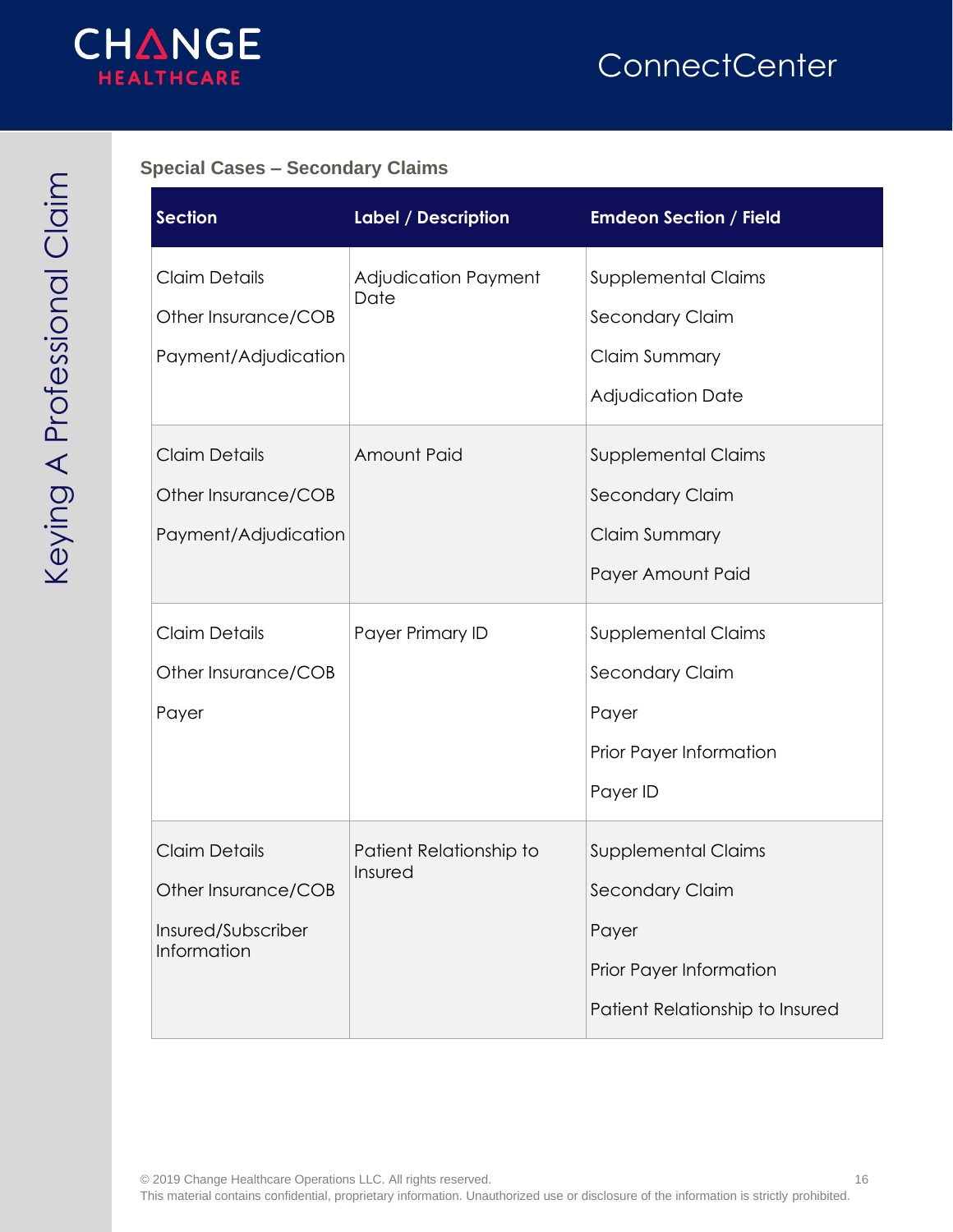### Special Cases – Secondary Claims

| Section | Label / Description | Emdeon Section / Field |
|---|---|---|
| Claim Details<br>Other Insurance/COB<br>Payment/Adjudication | Adjudication Payment Date | Supplemental Claims<br>Secondary Claim<br>Claim Summary<br>Adjudication Date |
| Claim Details<br>Other Insurance/COB<br>Payment/Adjudication | Amount Paid | Supplemental Claims<br>Secondary Claim<br>Claim Summary<br>Payer Amount Paid |
| Claim Details<br>Other Insurance/COB<br>Payer | Payer Primary ID | Supplemental Claims<br>Secondary Claim<br>Payer<br>Prior Payer Information<br>Payer ID |
| Claim Details<br>Other Insurance/COB<br>Insured/Subscriber Information | Patient Relationship to Insured | Supplemental Claims<br>Secondary Claim<br>Payer<br>Prior Payer Information<br>Patient Relationship to Insured |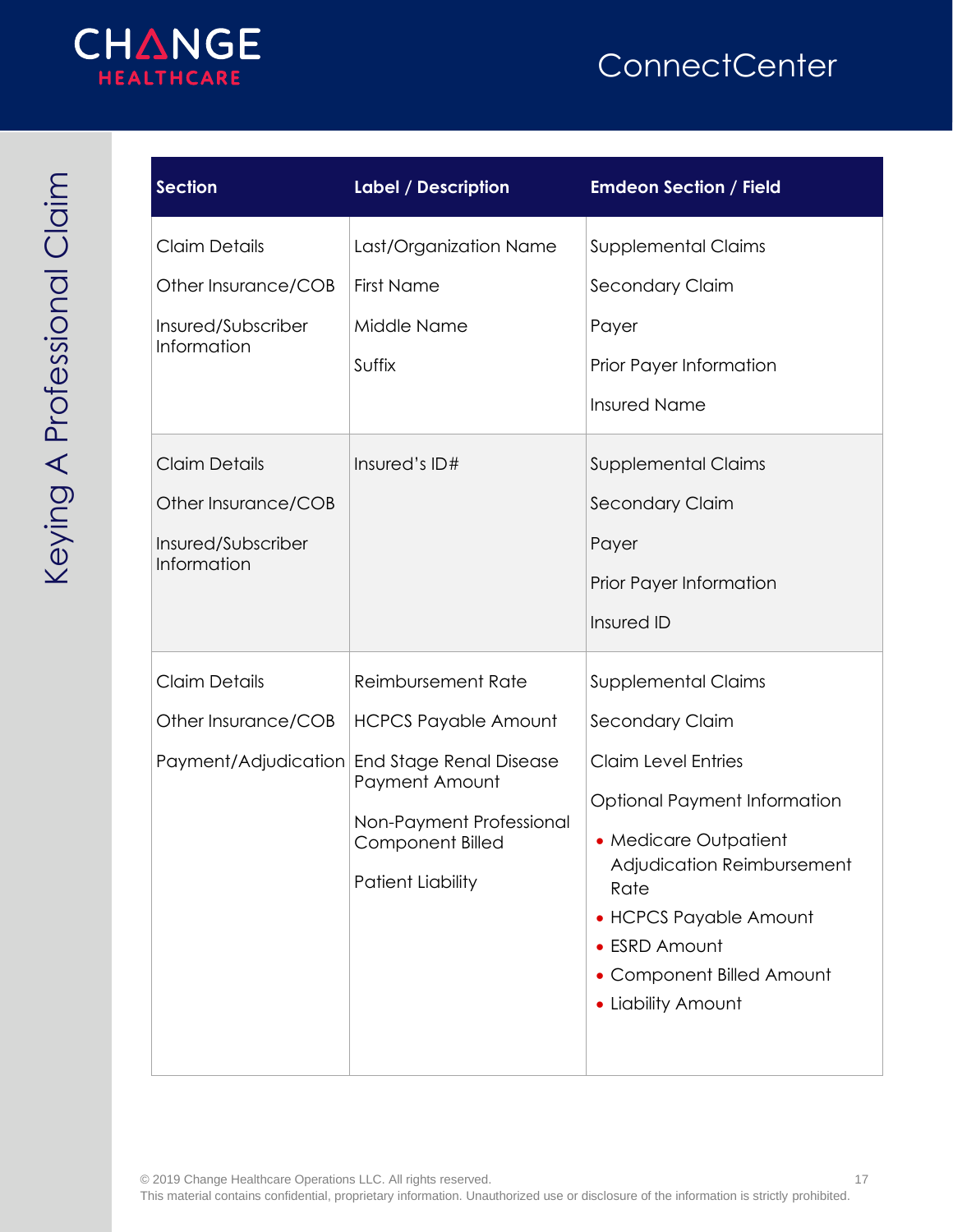| Section | Label / Description | Emdeon Section / Field |
| --- | --- | --- |
| Claim Details<br>Other Insurance/COB<br>Insured/Subscriber Information | Last/Organization Name<br>First Name<br>Middle Name<br>Suffix | Supplemental Claims<br>Secondary Claim<br>Payer<br>Prior Payer Information<br>Insured Name |
| Claim Details<br>Other Insurance/COB<br>Insured/Subscriber Information | Insured's ID# | Supplemental Claims<br>Secondary Claim<br>Payer<br>Prior Payer Information<br>Insured ID |
| Claim Details<br>Other Insurance/COB<br>Payment/Adjudication | Reimbursement Rate<br>HCPCS Payable Amount<br>End Stage Renal Disease Payment Amount<br>Non-Payment Professional Component Billed<br>Patient Liability | Supplemental Claims<br>Secondary Claim<br>Claim Level Entries<br>Optional Payment Information<br>• Medicare Outpatient Adjudication Reimbursement Rate<br>• HCPCS Payable Amount<br>• ESRD Amount<br>• Component Billed Amount<br>• Liability Amount |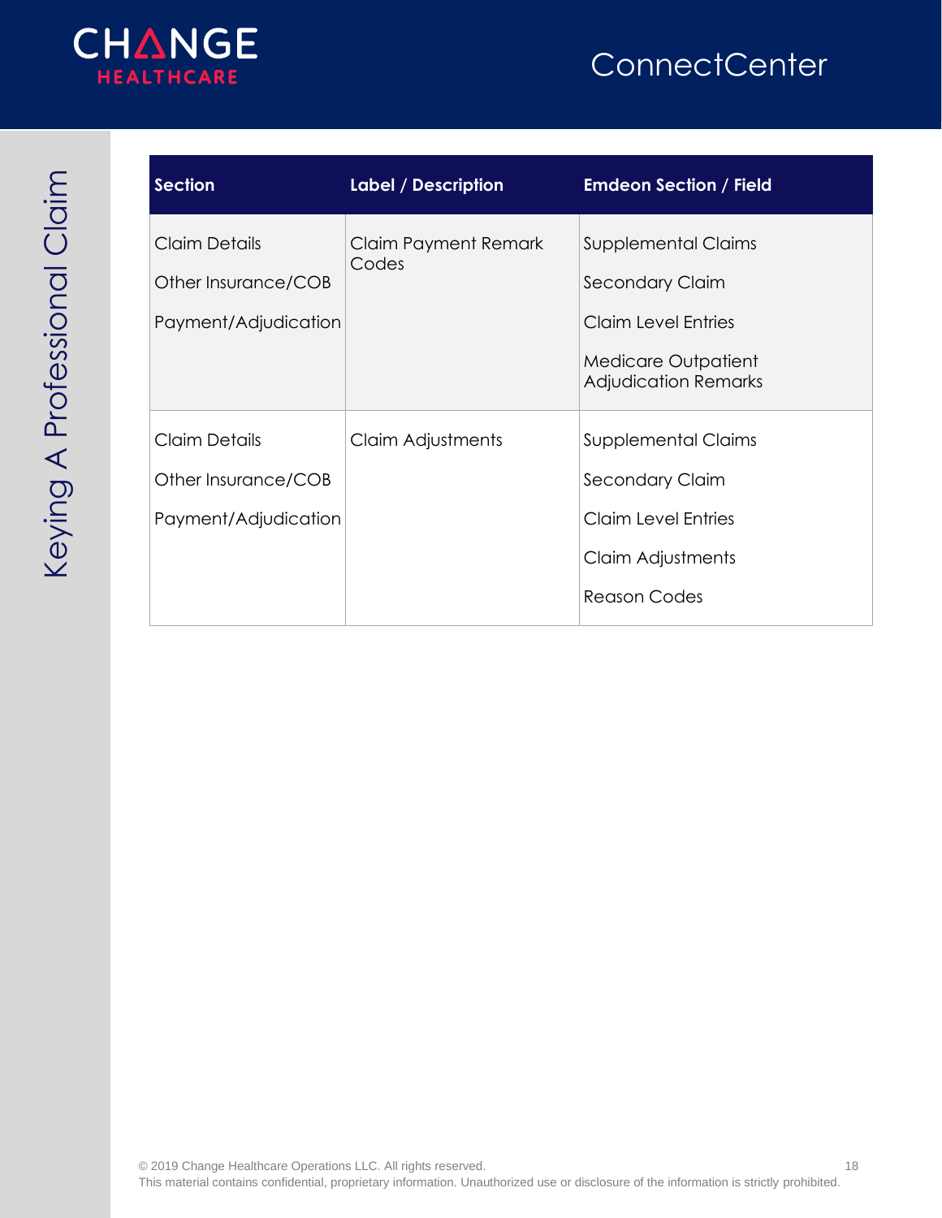| Section | Label / Description | Emdeon Section / Field |
|---|---|---|
| Claim Details<br>Other Insurance/COB<br>Payment/Adjudication | Claim Payment Remark Codes | Supplemental Claims<br>Secondary Claim<br>Claim Level Entries<br>Medicare Outpatient Adjudication Remarks |
| Claim Details<br>Other Insurance/COB<br>Payment/Adjudication | Claim Adjustments | Supplemental Claims<br>Secondary Claim<br>Claim Level Entries<br>Claim Adjustments<br>Reason Codes |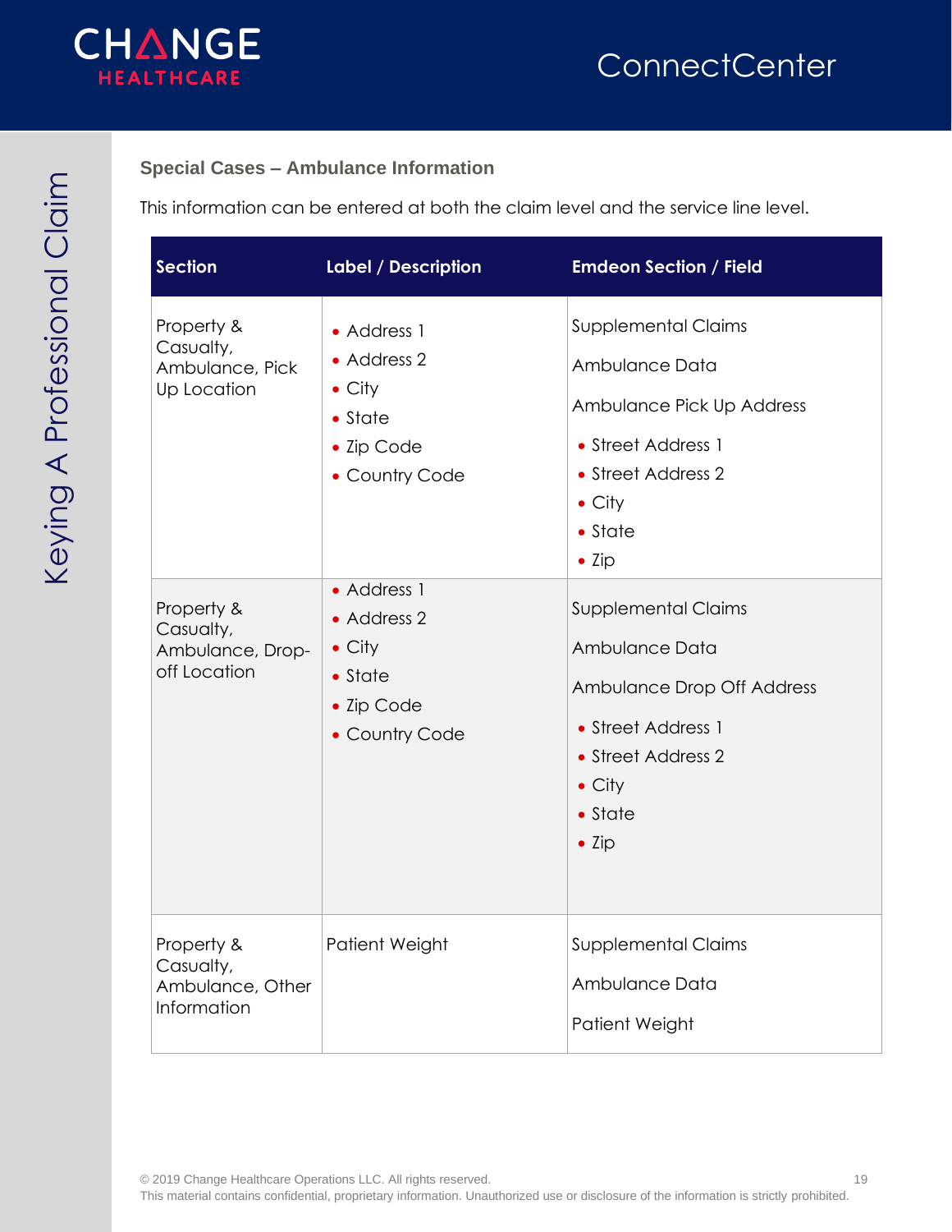### Special Cases – Ambulance Information

This information can be entered at both the claim level and the service line level.

| Section | Label / Description | Emdeon Section / Field |
|---|---|---|
| Property & Casualty, Ambulance, Pick Up Location | • Address 1<br>• Address 2<br>• City<br>• State<br>• Zip Code<br>• Country Code | Supplemental Claims<br>Ambulance Data<br>Ambulance Pick Up Address<br>• Street Address 1<br>• Street Address 2<br>• City<br>• State<br>• Zip |
| Property & Casualty, Ambulance, Drop-off Location | • Address 1<br>• Address 2<br>• City<br>• State<br>• Zip Code<br>• Country Code | Supplemental Claims<br>Ambulance Data<br>Ambulance Drop Off Address<br>• Street Address 1<br>• Street Address 2<br>• City<br>• State<br>• Zip |
| Property & Casualty, Ambulance, Other Information | Patient Weight | Supplemental Claims<br>Ambulance Data<br>Patient Weight |

© 2019 Change Healthcare Operations LLC. All rights reserved.
This material contains confidential, proprietary information. Unauthorized use or disclosure of the information is strictly prohibited.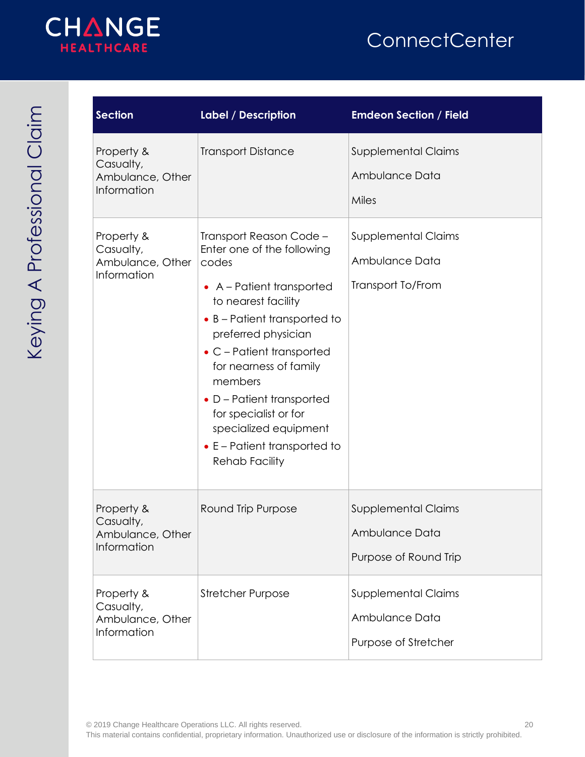| Section | Label / Description | Emdeon Section / Field |
|---|---|---|
| Property & Casualty, Ambulance, Other Information | Transport Distance | Supplemental Claims<br>Ambulance Data<br>Miles |
| Property & Casualty, Ambulance, Other Information | Transport Reason Code – Enter one of the following codes<br>• A – Patient transported to nearest facility<br>• B – Patient transported to preferred physician<br>• C – Patient transported for nearness of family members<br>• D – Patient transported for specialist or for specialized equipment<br>• E – Patient transported to Rehab Facility | Supplemental Claims<br>Ambulance Data<br>Transport To/From |
| Property & Casualty, Ambulance, Other Information | Round Trip Purpose | Supplemental Claims<br>Ambulance Data<br>Purpose of Round Trip |
| Property & Casualty, Ambulance, Other Information | Stretcher Purpose | Supplemental Claims<br>Ambulance Data<br>Purpose of Stretcher |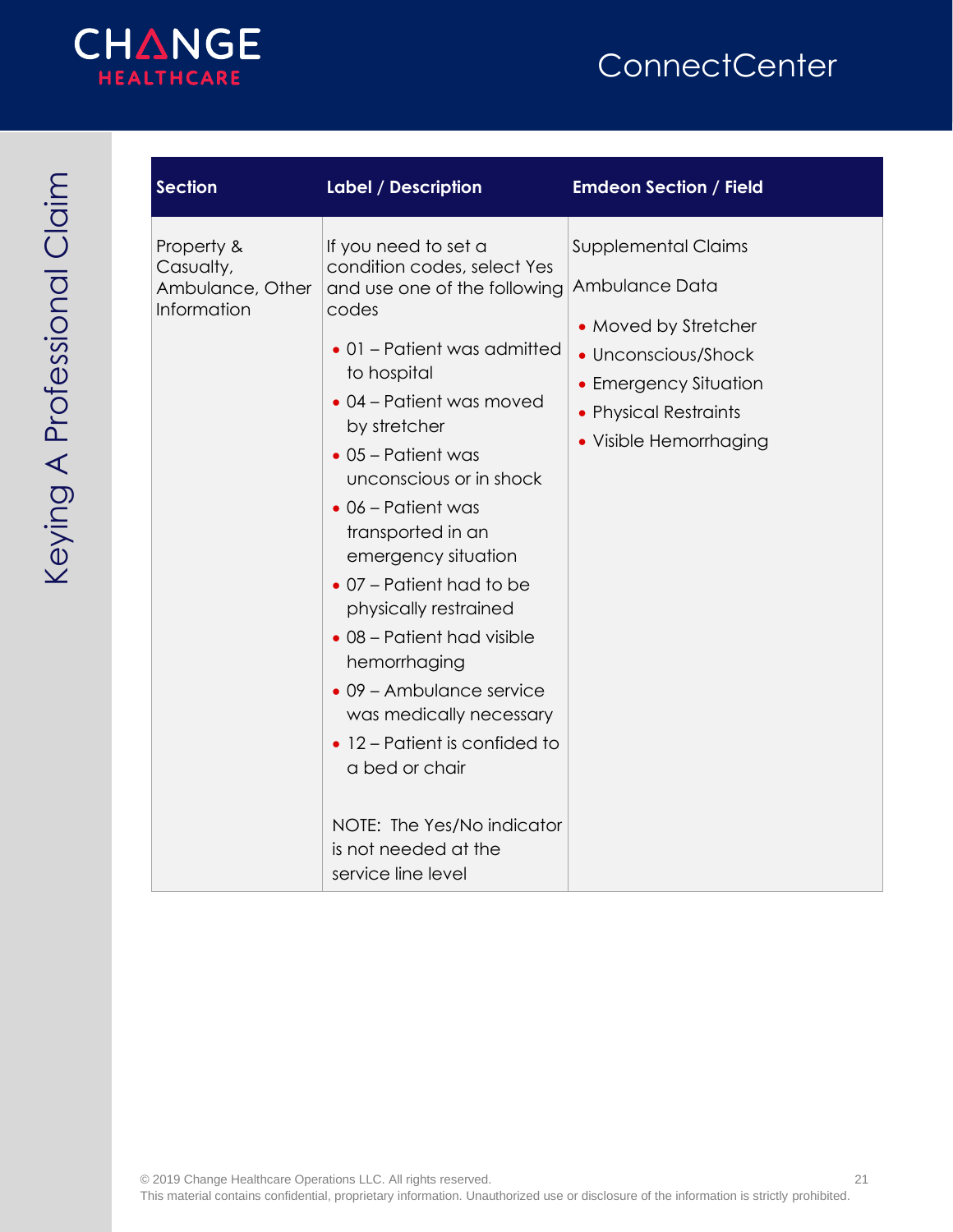| Section | Label / Description | Emdeon Section / Field |
| --- | --- | --- |
| Property & Casualty, Ambulance, Other Information | If you need to set a condition codes, select Yes and use the following codes<br>• 01 – Patient was admitted to hospital<br>• 04 – Patient was moved by stretcher<br>• 05 – Patient was unconscious or in shock<br>• 06 – Patient was transported in an emergency situation<br>• 07 – Patient had to be physically restrained<br>• 08 – Patient had visible hemorrhaging<br>• 09 – Ambulance service was medically necessary<br>• 12 – Patient is confided to a bed or chair<br><br>NOTE: The Yes/No indicator is not needed at the service line level | Supplemental Claims<br>Ambulance Data<br>• Moved by Stretcher<br>• Unconscious/Shock<br>• Emergency Situation<br>• Physical Restraints<br>• Visible Hemorrhaging |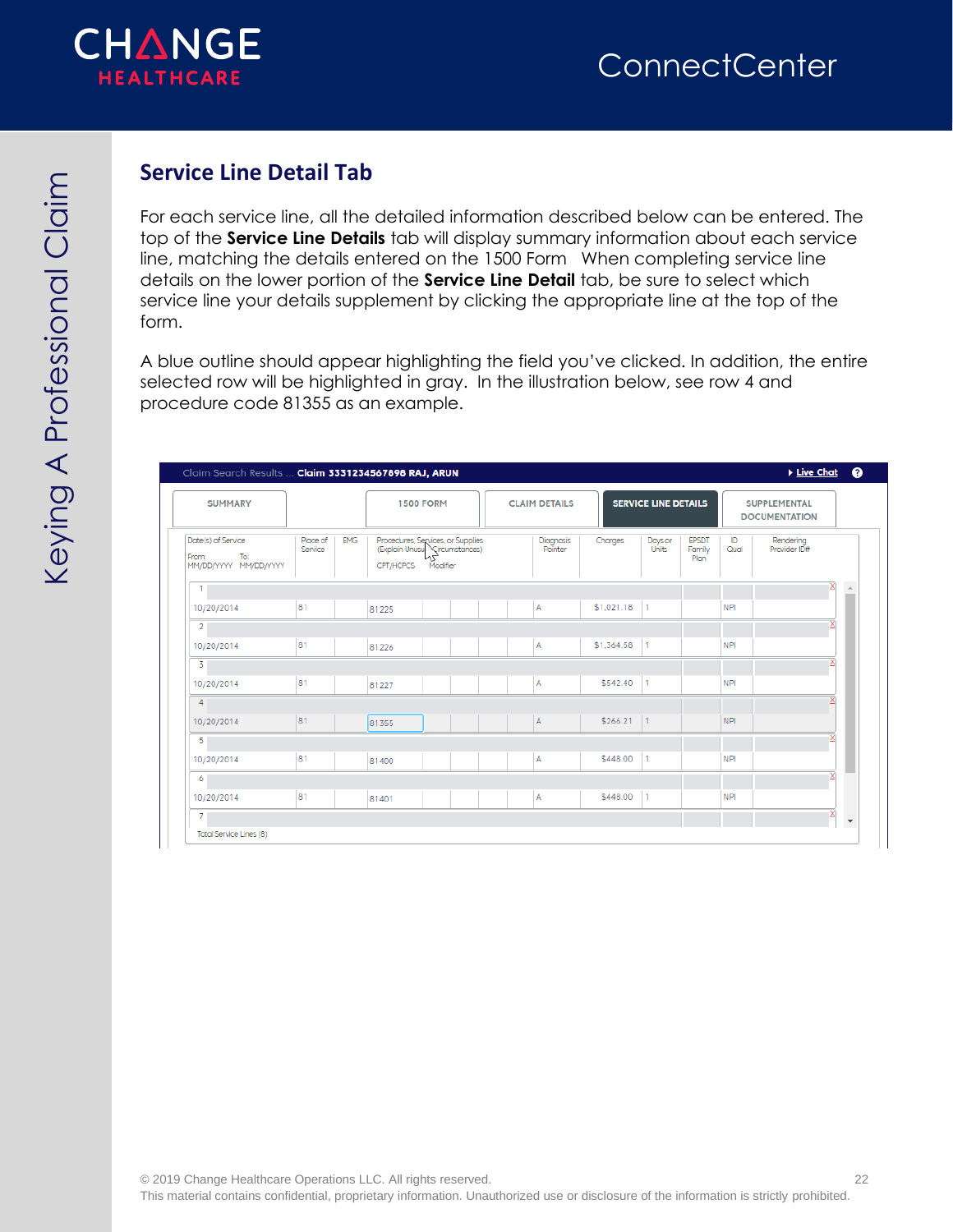## Service Line Detail Tab

For each service line, all the detailed information described below can be entered. The top of the **Service Line Details** tab will display summary information about each service line, matching the details entered on the 1500 Form   When completing service line details on the lower portion of the **Service Line Detail** tab, be sure to select which service line your details supplement by clicking the appropriate line at the top of the form.

A blue outline should appear highlighting the field you've clicked. In addition, the entire selected row will be highlighted in gray.  In the illustration below, see row 4 and procedure code 81355 as an example.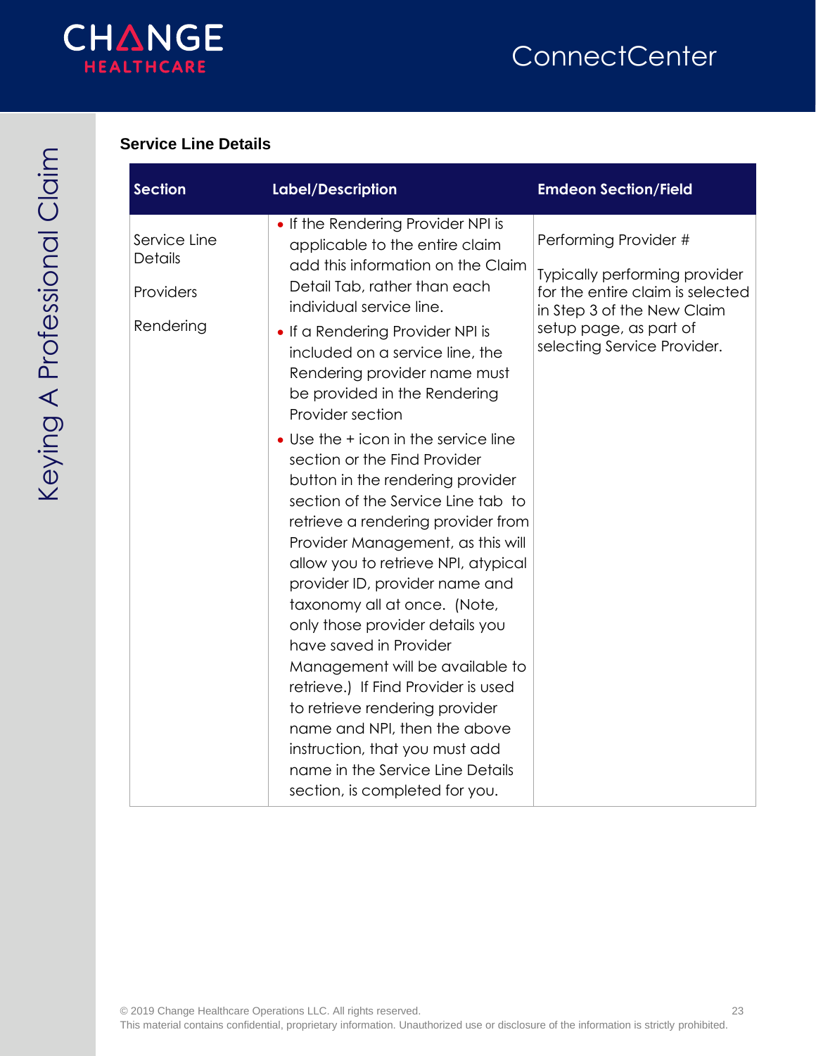### Service Line Details

| Section | Label/Description | Emdeon Section/Field |
| --- | --- | --- |
| Service Line Details<br><br>Providers<br><br>Rendering | • If the Rendering Provider NPI is applicable to the entire claim add this information on the Claim Detail Tab, rather than each individual service line.<br>• If a Rendering Provider NPI is included on a service line, the Rendering provider name must be provided in the Rendering Provider section<br>• Use the + icon in the service line section or the Find Provider button in the rendering provider section of the Service Line tab to retrieve a rendering provider from Provider Management, as this will allow you to retrieve NPI, atypical provider ID, provider name and taxonomy all at once. (Note, only those provider details you have saved in Provider Management will be available to retrieve.) If Find Provider is used to retrieve rendering provider name and NPI, then the above instruction, that you must add name in the Service Line Details section, is completed for you. | Performing Provider #<br><br>Typically performing provider for the entire claim is selected in Step 3 of the New Claim setup page, as part of selecting Service Provider. |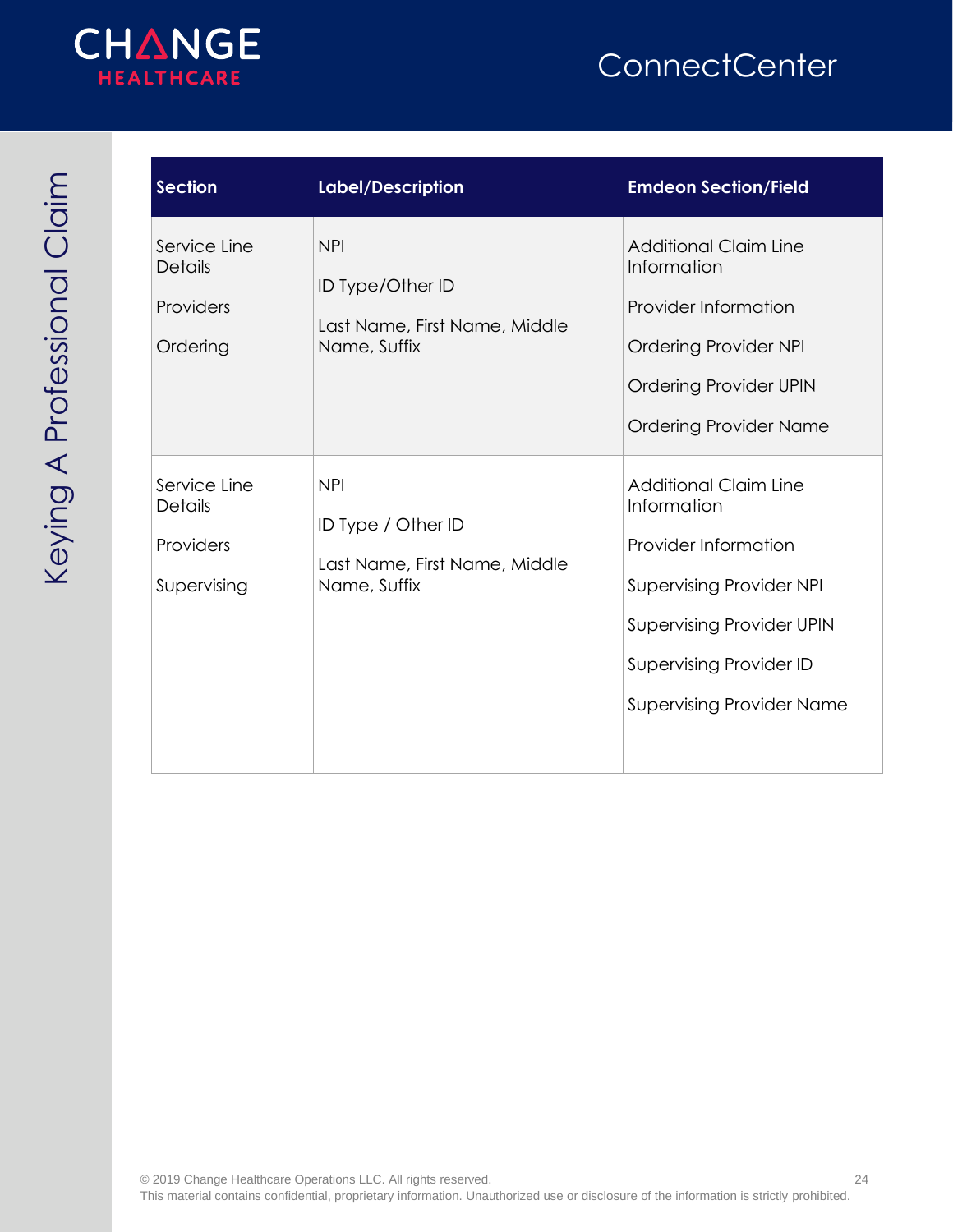| Section | Label/Description | Emdeon Section/Field |
|---|---|---|
| Service Line Details<br><br>Providers<br><br>Ordering | NPI<br><br>ID Type/Other ID<br><br>Last Name, First Name, Middle Name, Suffix | Additional Claim Line Information<br><br>Provider Information<br><br>Ordering Provider NPI<br><br>Ordering Provider UPIN<br><br>Ordering Provider Name |
| Service Line Details<br><br>Providers<br><br>Supervising | NPI<br><br>ID Type / Other ID<br><br>Last Name, First Name, Middle Name, Suffix | Additional Claim Line Information<br><br>Provider Information<br><br>Supervising Provider NPI<br><br>Supervising Provider UPIN<br><br>Supervising Provider ID<br><br>Supervising Provider Name |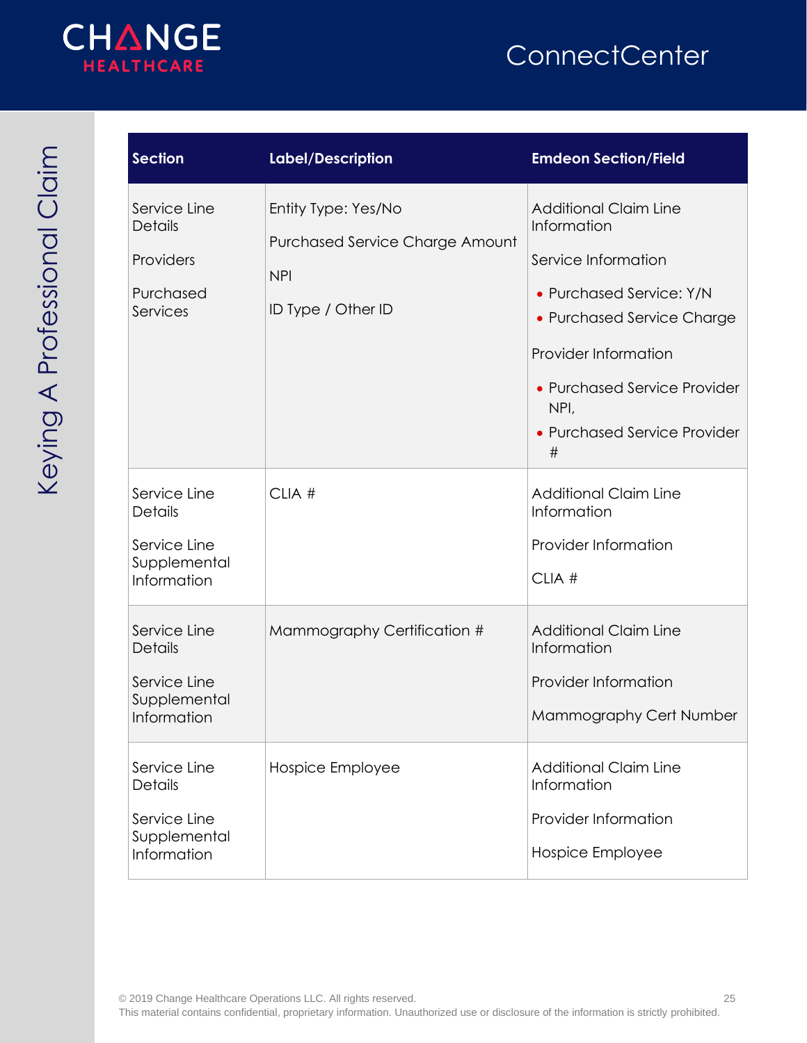| Section | Label/Description | Emdeon Section/Field |
|---|---|---|
| Service Line Details<br><br>Providers<br><br>Purchased Services | Entity Type: Yes/No<br><br>Purchased Service Charge Amount<br><br>NPI<br><br>ID Type / Other ID | Additional Claim Line Information<br><br>Service Information<br><br>• Purchased Service: Y/N<br>• Purchased Service Charge<br><br>Provider Information<br><br>• Purchased Service Provider NPI,<br>• Purchased Service Provider # |
| Service Line Details<br><br>Service Line Supplemental Information | CLIA # | Additional Claim Line Information<br><br>Provider Information<br><br>CLIA # |
| Service Line Details<br><br>Service Line Supplemental Information | Mammography Certification # | Additional Claim Line Information<br><br>Provider Information<br><br>Mammography Cert Number |
| Service Line Details<br><br>Service Line Supplemental Information | Hospice Employee | Additional Claim Line Information<br><br>Provider Information<br><br>Hospice Employee |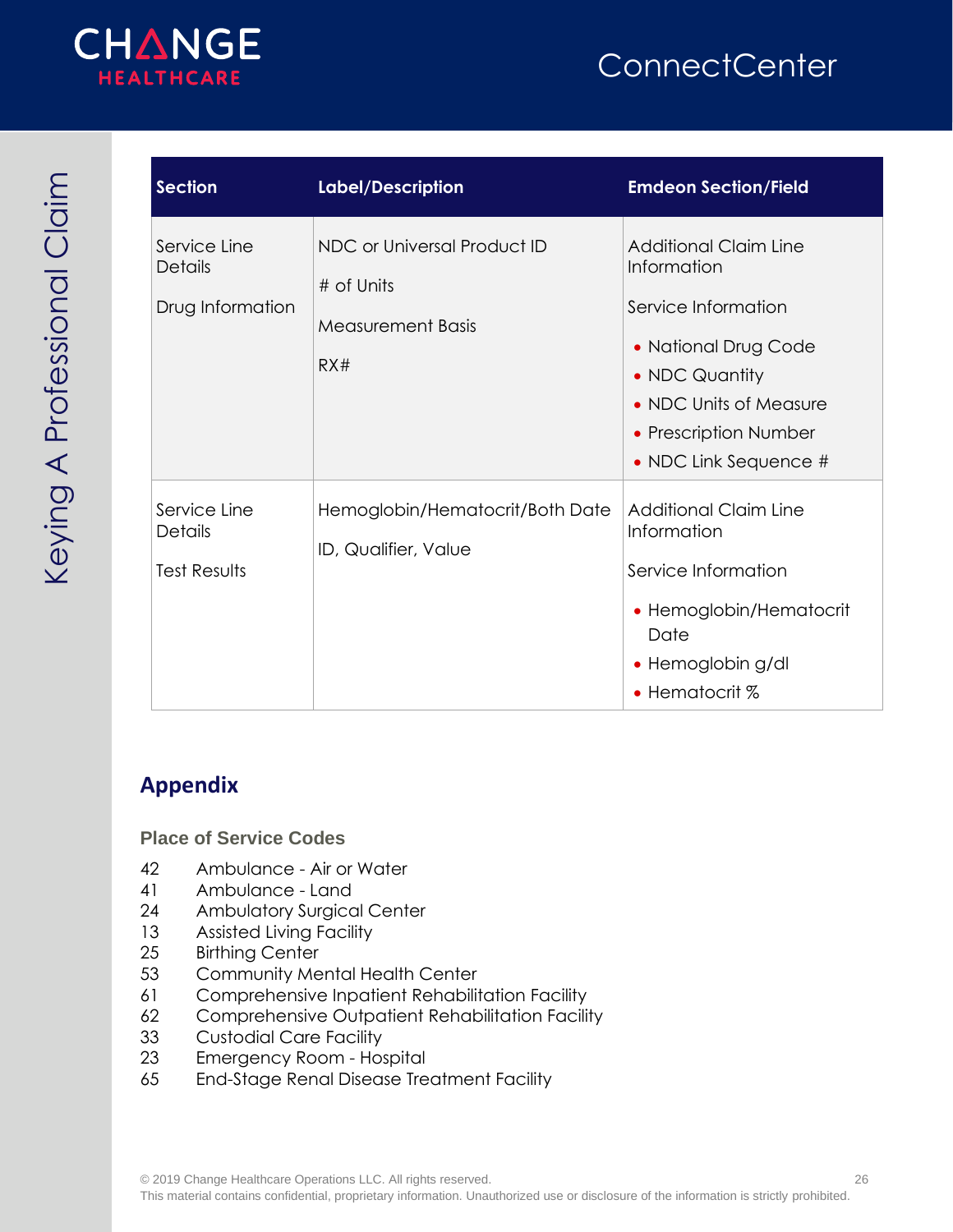| Section | Label/Description | Emdeon Section/Field |
| --- | --- | --- |
| Service Line Details<br><br>Drug Information | NDC or Universal Product ID<br><br># of Units<br><br>Measurement Basis<br><br>RX# | Additional Claim Line Information<br><br>Service Information<br><br>• National Drug Code<br>• NDC Quantity<br>• NDC Units of Measure<br>• Prescription Number<br>• NDC Link Sequence # |
| Service Line Details<br><br>Test Results | Hemoglobin/Hematocrit/Both Date<br><br>ID, Qualifier, Value | Additional Claim Line Information<br><br>Service Information<br><br>• Hemoglobin/Hematocrit Date<br>• Hemoglobin g/dl<br>• Hematocrit % |

## Appendix

### Place of Service Codes

42 Ambulance - Air or Water
41 Ambulance - Land
24 Ambulatory Surgical Center
13 Assisted Living Facility
25 Birthing Center
53 Community Mental Health Center
61 Comprehensive Inpatient Rehabilitation Facility
62 Comprehensive Outpatient Rehabilitation Facility
33 Custodial Care Facility
23 Emergency Room - Hospital
65 End-Stage Renal Disease Treatment Facility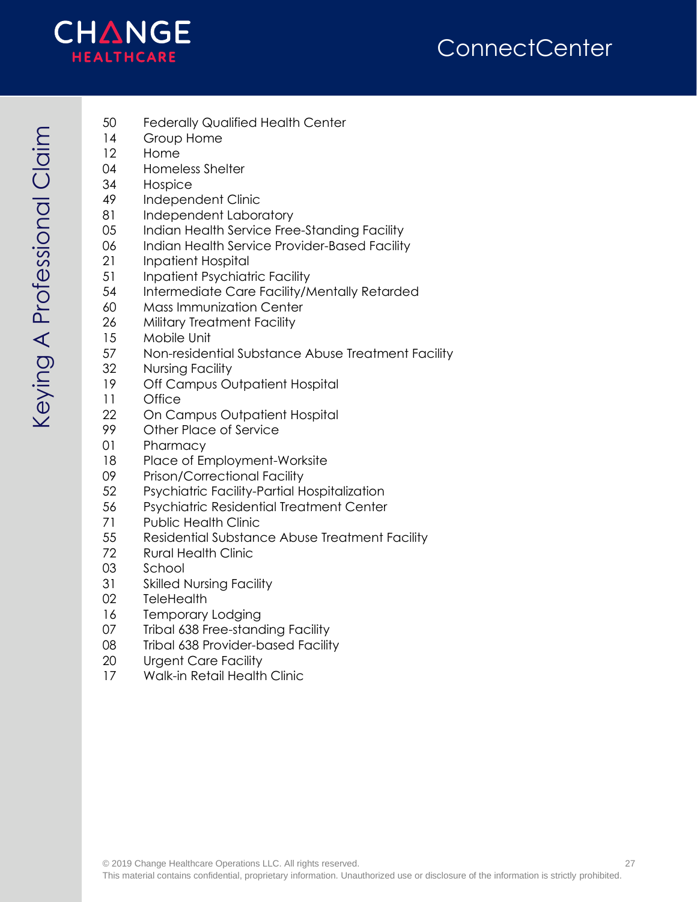| | |
|---|---|
| 50 | Federally Qualified Health Center |
| 14 | Group Home |
| 12 | Home |
| 04 | Homeless Shelter |
| 34 | Hospice |
| 49 | Independent Clinic |
| 81 | Independent Laboratory |
| 05 | Indian Health Service Free-Standing Facility |
| 06 | Indian Health Service Provider-Based Facility |
| 21 | Inpatient Hospital |
| 51 | Inpatient Psychiatric Facility |
| 54 | Intermediate Care Facility/Mentally Retarded |
| 60 | Mass Immunization Center |
| 26 | Military Treatment Facility |
| 15 | Mobile Unit |
| 57 | Non-residential Substance Abuse Treatment Facility |
| 32 | Nursing Facility |
| 19 | Off Campus Outpatient Hospital |
| 11 | Office |
| 22 | On Campus Outpatient Hospital |
| 99 | Other Place of Service |
| 01 | Pharmacy |
| 18 | Place of Employment-Worksite |
| 09 | Prison/Correctional Facility |
| 52 | Psychiatric Facility-Partial Hospitalization |
| 56 | Psychiatric Residential Treatment Center |
| 71 | Public Health Clinic |
| 55 | Residential Substance Abuse Treatment Facility |
| 72 | Rural Health Clinic |
| 03 | School |
| 31 | Skilled Nursing Facility |
| 02 | TeleHealth |
| 16 | Temporary Lodging |
| 07 | Tribal 638 Free-standing Facility |
| 08 | Tribal 638 Provider-based Facility |
| 20 | Urgent Care Facility |
| 17 | Walk-in Retail Health Clinic |